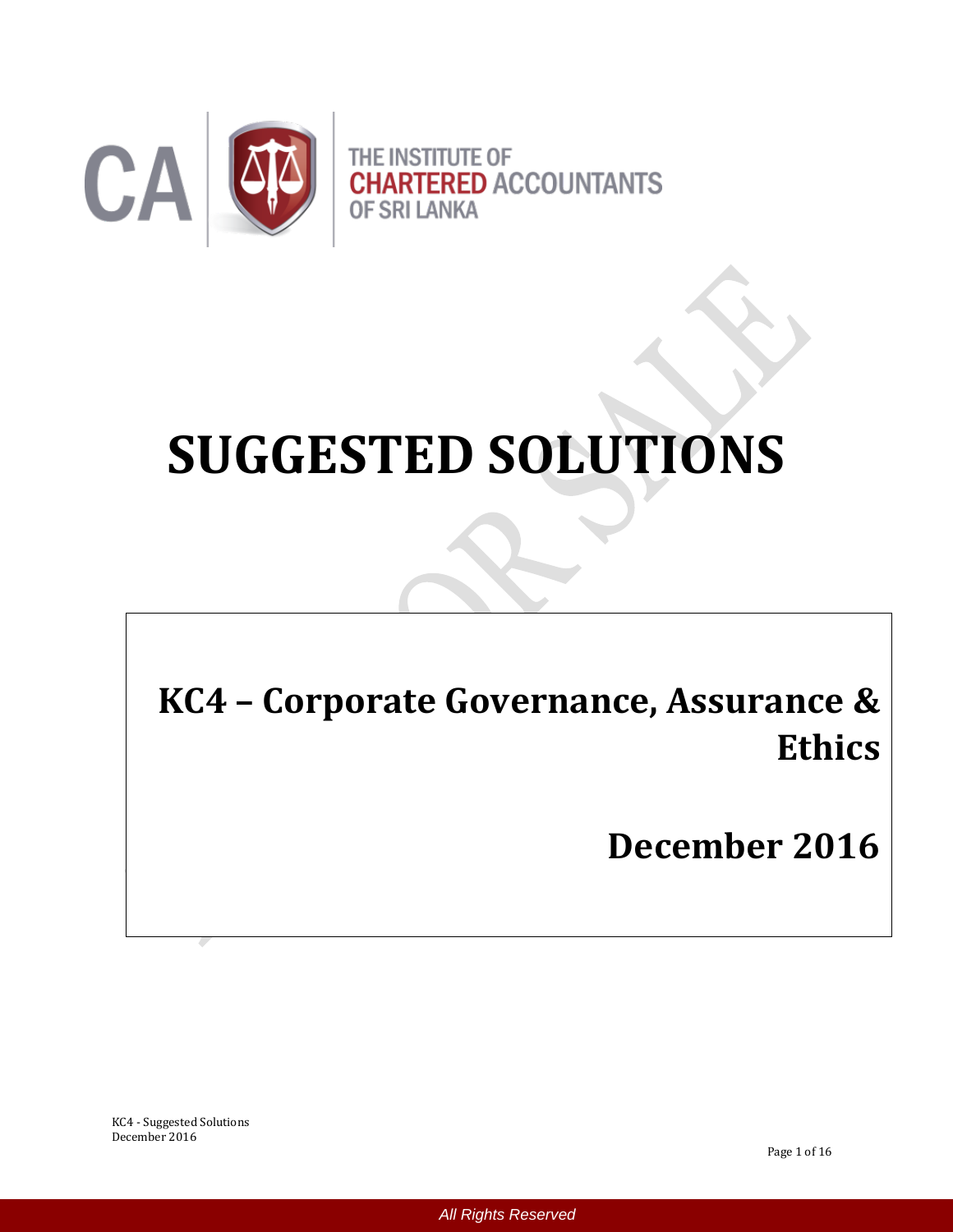THE INSTITUTE OF
CHARTERED ACCOUNTANTS
OF SRI LANKA

# SUGGESTED SOLUTIONS

## KC4 – Corporate Governance, Assurance & Ethics

## December 2016

All Rights Reserved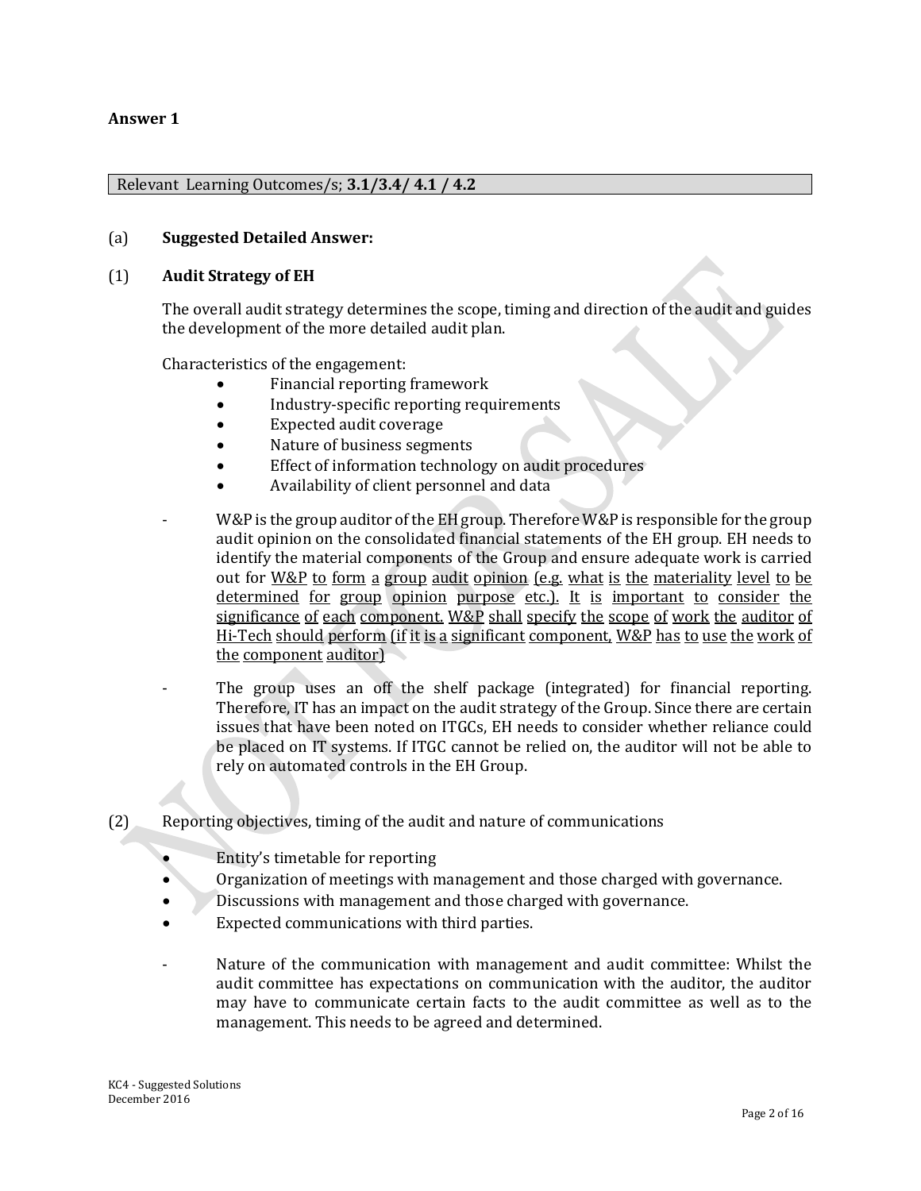**Answer 1**

Relevant Learning Outcomes/s; **3.1/3.4/ 4.1 / 4.2**

(a) **Suggested Detailed Answer:**

(1) **Audit Strategy of EH**

The overall audit strategy determines the scope, timing and direction of the audit and guides the development of the more detailed audit plan.

Characteristics of the engagement:

- Financial reporting framework
- Industry-specific reporting requirements
- Expected audit coverage
- Nature of business segments
- Effect of information technology on audit procedures
- Availability of client personnel and data

- W&P is the group auditor of the EH group. Therefore W&P is responsible for the group audit opinion on the consolidated financial statements of the EH group. EH needs to identify the material components of the Group and ensure adequate work is carried out for W&P to form a group audit opinion (e.g. what is the materiality level to be determined for group opinion purpose etc.). It is important to consider the significance of each component. W&P shall specify the scope of work the auditor of Hi-Tech should perform (if it is a significant component, W&P has to use the work of the component auditor)

- The group uses an off the shelf package (integrated) for financial reporting. Therefore, IT has an impact on the audit strategy of the Group. Since there are certain issues that have been noted on ITGCs, EH needs to consider whether reliance could be placed on IT systems. If ITGC cannot be relied on, the auditor will not be able to rely on automated controls in the EH Group.

(2) Reporting objectives, timing of the audit and nature of communications

- Entity's timetable for reporting
- Organization of meetings with management and those charged with governance.
- Discussions with management and those charged with governance.
- Expected communications with third parties.

- Nature of the communication with management and audit committee: Whilst the audit committee has expectations on communication with the auditor, the auditor may have to communicate certain facts to the audit committee as well as to the management. This needs to be agreed and determined.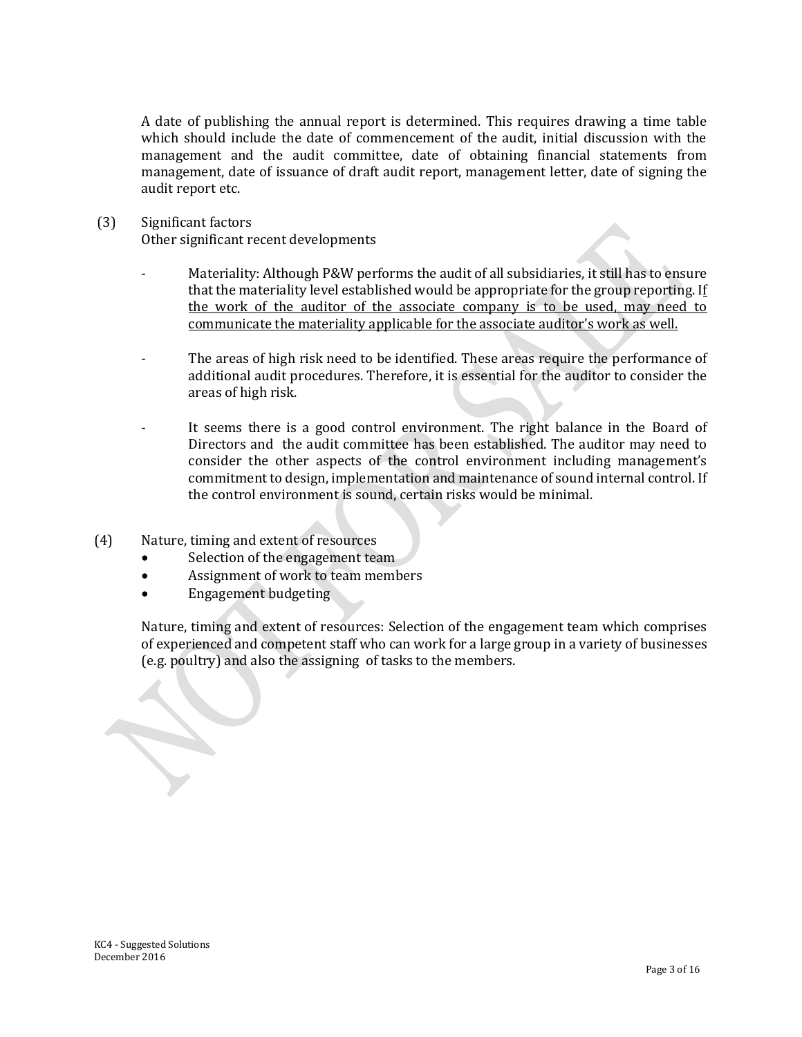A date of publishing the annual report is determined. This requires drawing a time table which should include the date of commencement of the audit, initial discussion with the management and the audit committee, date of obtaining financial statements from management, date of issuance of draft audit report, management letter, date of signing the audit report etc.

(3) Significant factors
Other significant recent developments

- Materiality: Although P&W performs the audit of all subsidiaries, it still has to ensure that the materiality level established would be appropriate for the group reporting. <u>If the work of the auditor of the associate company is to be used, may need to communicate the materiality applicable for the associate auditor's work as well.</u>

- The areas of high risk need to be identified. These areas require the performance of additional audit procedures. Therefore, it is essential for the auditor to consider the areas of high risk.

- It seems there is a good control environment. The right balance in the Board of Directors and the audit committee has been established. The auditor may need to consider the other aspects of the control environment including management's commitment to design, implementation and maintenance of sound internal control. If the control environment is sound, certain risks would be minimal.

(4) Nature, timing and extent of resources
- Selection of the engagement team
- Assignment of work to team members
- Engagement budgeting

Nature, timing and extent of resources: Selection of the engagement team which comprises of experienced and competent staff who can work for a large group in a variety of businesses (e.g. poultry) and also the assigning of tasks to the members.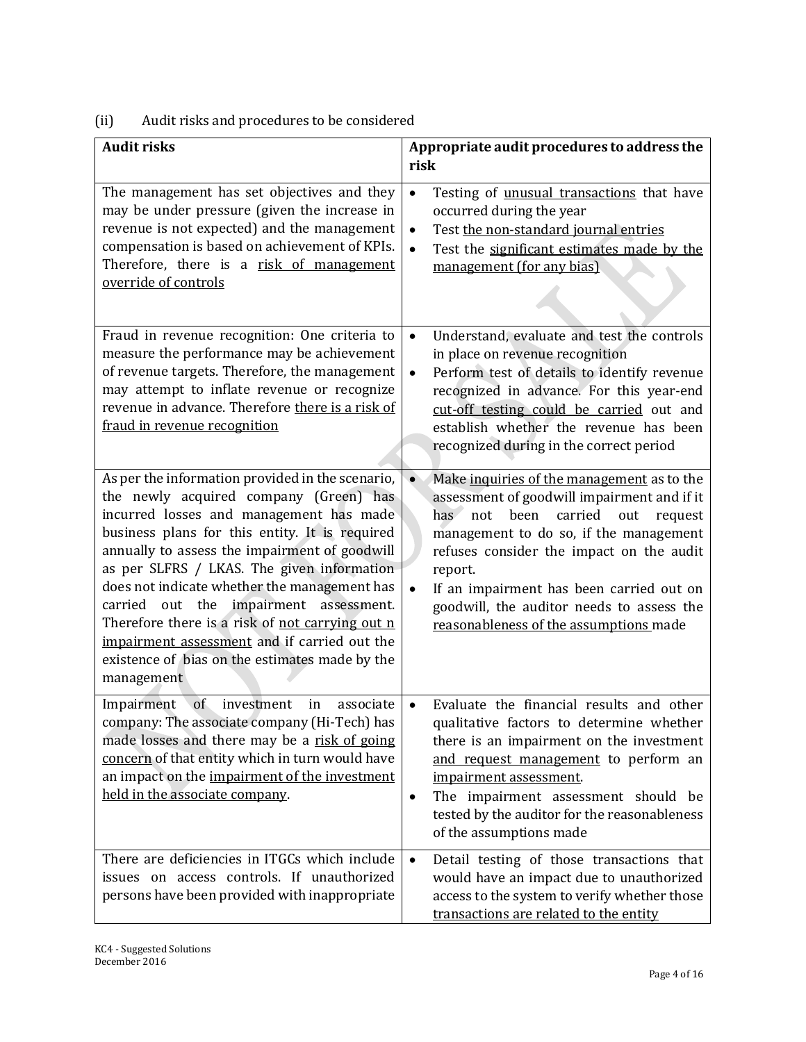(ii) Audit risks and procedures to be considered

| Audit risks | Appropriate audit procedures to address the risk |
| --- | --- |
| The management has set objectives and they may be under pressure (given the increase in revenue is not expected) and the management compensation is based on achievement of KPIs. Therefore, there is a risk of management override of controls | • Testing of unusual transactions that have occurred during the year<br>• Test the non-standard journal entries<br>• Test the significant estimates made by the management (for any bias) |
| Fraud in revenue recognition: One criteria to measure the performance may be achievement of revenue targets. Therefore, the management may attempt to inflate revenue or recognize revenue in advance. Therefore there is a risk of fraud in revenue recognition | • Understand, evaluate and test the controls in place on revenue recognition<br>• Perform test of details to identify revenue recognized in advance. For this year-end cut-off testing could be carried out and establish whether the revenue has been recognized during in the correct period |
| As per the information provided in the scenario, the newly acquired company (Green) has incurred losses and management has made business plans for this entity. It is required annually to assess the impairment of goodwill as per SLFRS / LKAS. The given information does not indicate whether the management has carried out the impairment assessment. Therefore there is a risk of not carrying out n impairment assessment and if carried out the existence of bias on the estimates made by the management | • Make inquiries of the management as to the assessment of goodwill impairment and if it has not been carried out request management to do so, if the management refuses consider the impact on the audit report.<br>• If an impairment has been carried out on goodwill, the auditor needs to assess the reasonableness of the assumptions made |
| Impairment of investment in associate company: The associate company (Hi-Tech) has made losses and there may be a risk of going concern of that entity which in turn would have an impact on the impairment of the investment held in the associate company. | • Evaluate the financial results and other qualitative factors to determine whether there is an impairment on the investment and request management to perform an impairment assessment.<br>• The impairment assessment should be tested by the auditor for the reasonableness of the assumptions made |
| There are deficiencies in ITGCs which include issues on access controls. If unauthorized persons have been provided with inappropriate | • Detail testing of those transactions that would have an impact due to unauthorized access to the system to verify whether those transactions are related to the entity |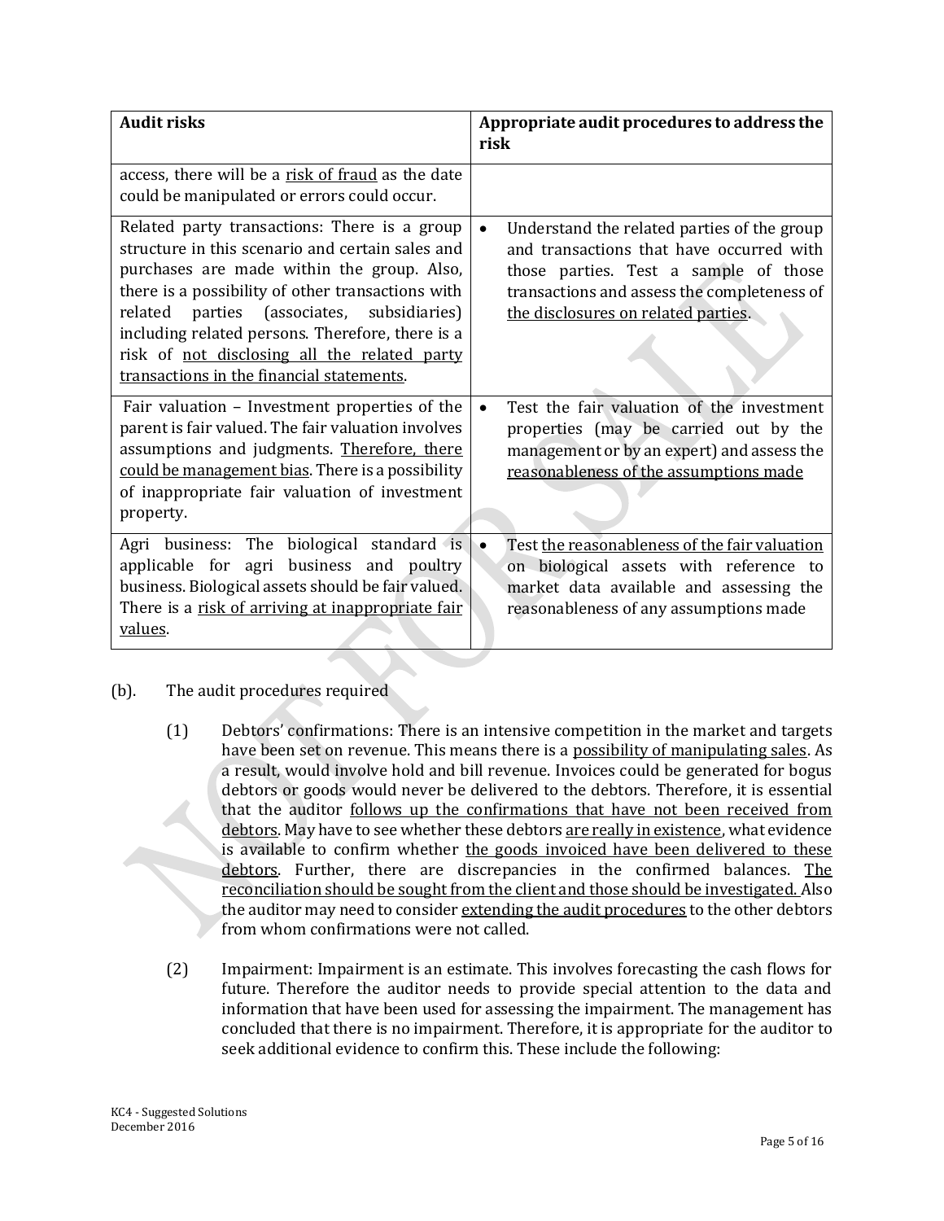| Audit risks | Appropriate audit procedures to address the risk |
|---|---|
| access, there will be a risk of fraud as the date could be manipulated or errors could occur. | |
| Related party transactions: There is a group structure in this scenario and certain sales and purchases are made within the group. Also, there is a possibility of other transactions with related parties (associates, subsidiaries) including related persons. Therefore, there is a risk of not disclosing all the related party transactions in the financial statements. | • Understand the related parties of the group and transactions that have occurred with those parties. Test a sample of those transactions and assess the completeness of the disclosures on related parties. |
| Fair valuation – Investment properties of the parent is fair valued. The fair valuation involves assumptions and judgments. Therefore, there could be management bias. There is a possibility of inappropriate fair valuation of investment property. | • Test the fair valuation of the investment properties (may be carried out by the management or by an expert) and assess the reasonableness of the assumptions made |
| Agri business: The biological standard is applicable for agri business and poultry business. Biological assets should be fair valued. There is a risk of arriving at inappropriate fair values. | • Test the reasonableness of the fair valuation on biological assets with reference to market data available and assessing the reasonableness of any assumptions made |

(b). The audit procedures required

(1) Debtors' confirmations: There is an intensive competition in the market and targets have been set on revenue. This means there is a possibility of manipulating sales. As a result, would involve hold and bill revenue. Invoices could be generated for bogus debtors or goods would never be delivered to the debtors. Therefore, it is essential that the auditor follows up the confirmations that have not been received from debtors. May have to see whether these debtors are really in existence, what evidence is available to confirm whether the goods invoiced have been delivered to these debtors. Further, there are discrepancies in the confirmed balances. The reconciliation should be sought from the client and those should be investigated. Also the auditor may need to consider extending the audit procedures to the other debtors from whom confirmations were not called.

(2) Impairment: Impairment is an estimate. This involves forecasting the cash flows for future. Therefore the auditor needs to provide special attention to the data and information that have been used for assessing the impairment. The management has concluded that there is no impairment. Therefore, it is appropriate for the auditor to seek additional evidence to confirm this. These include the following: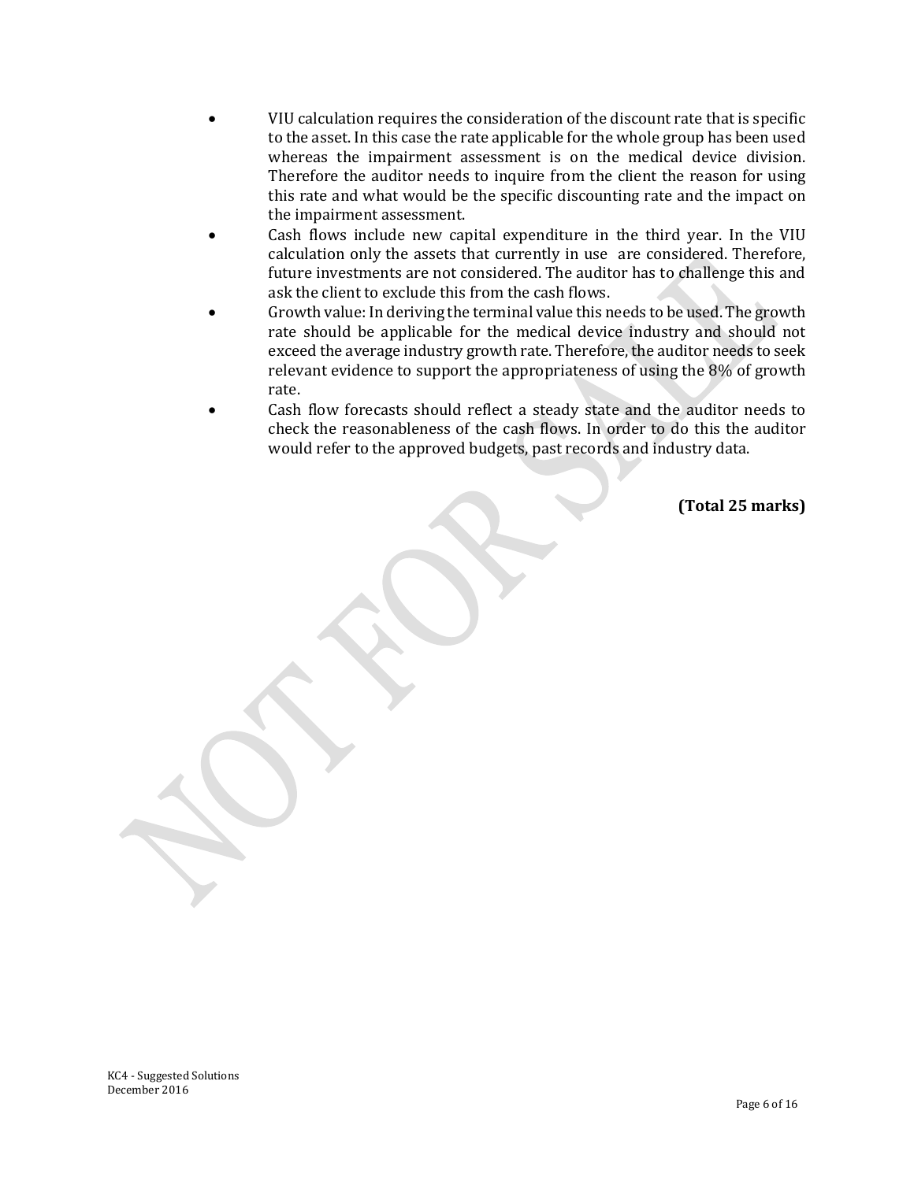- VIU calculation requires the consideration of the discount rate that is specific to the asset. In this case the rate applicable for the whole group has been used whereas the impairment assessment is on the medical device division. Therefore the auditor needs to inquire from the client the reason for using this rate and what would be the specific discounting rate and the impact on the impairment assessment.
- Cash flows include new capital expenditure in the third year. In the VIU calculation only the assets that currently in use are considered. Therefore, future investments are not considered. The auditor has to challenge this and ask the client to exclude this from the cash flows.
- Growth value: In deriving the terminal value this needs to be used. The growth rate should be applicable for the medical device industry and should not exceed the average industry growth rate. Therefore, the auditor needs to seek relevant evidence to support the appropriateness of using the 8% of growth rate.
- Cash flow forecasts should reflect a steady state and the auditor needs to check the reasonableness of the cash flows. In order to do this the auditor would refer to the approved budgets, past records and industry data.

**(Total 25 marks)**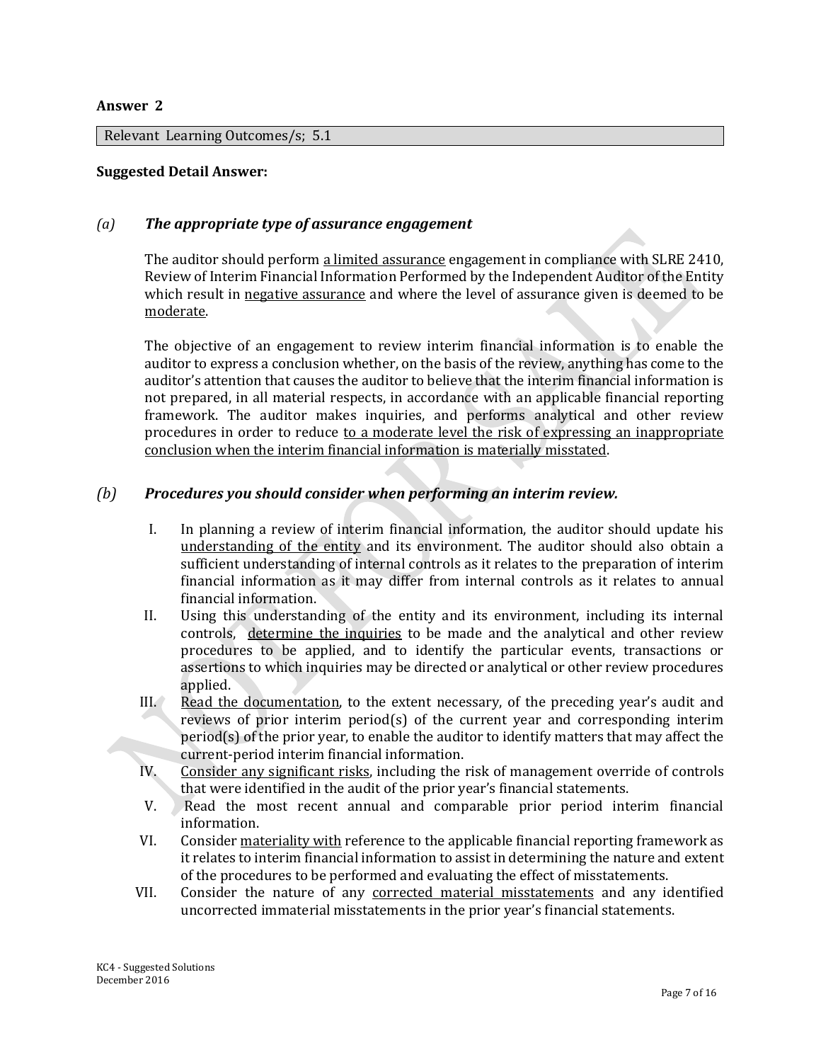**Answer 2**

| Relevant Learning Outcomes/s; 5.1 |
|---|

**Suggested Detail Answer:**

*(a)* ***The appropriate type of assurance engagement***

The auditor should perform a limited assurance engagement in compliance with SLRE 2410, Review of Interim Financial Information Performed by the Independent Auditor of the Entity which result in negative assurance and where the level of assurance given is deemed to be moderate.

The objective of an engagement to review interim financial information is to enable the auditor to express a conclusion whether, on the basis of the review, anything has come to the auditor's attention that causes the auditor to believe that the interim financial information is not prepared, in all material respects, in accordance with an applicable financial reporting framework. The auditor makes inquiries, and performs analytical and other review procedures in order to reduce to a moderate level the risk of expressing an inappropriate conclusion when the interim financial information is materially misstated.

*(b)* ***Procedures you should consider when performing an interim review.***

I. In planning a review of interim financial information, the auditor should update his understanding of the entity and its environment. The auditor should also obtain a sufficient understanding of internal controls as it relates to the preparation of interim financial information as it may differ from internal controls as it relates to annual financial information.

II. Using this understanding of the entity and its environment, including its internal controls, determine the inquiries to be made and the analytical and other review procedures to be applied, and to identify the particular events, transactions or assertions to which inquiries may be directed or analytical or other review procedures applied.

III. Read the documentation, to the extent necessary, of the preceding year's audit and reviews of prior interim period(s) of the current year and corresponding interim period(s) of the prior year, to enable the auditor to identify matters that may affect the current-period interim financial information.

IV. Consider any significant risks, including the risk of management override of controls that were identified in the audit of the prior year's financial statements.

V. Read the most recent annual and comparable prior period interim financial information.

VI. Consider materiality with reference to the applicable financial reporting framework as it relates to interim financial information to assist in determining the nature and extent of the procedures to be performed and evaluating the effect of misstatements.

VII. Consider the nature of any corrected material misstatements and any identified uncorrected immaterial misstatements in the prior year's financial statements.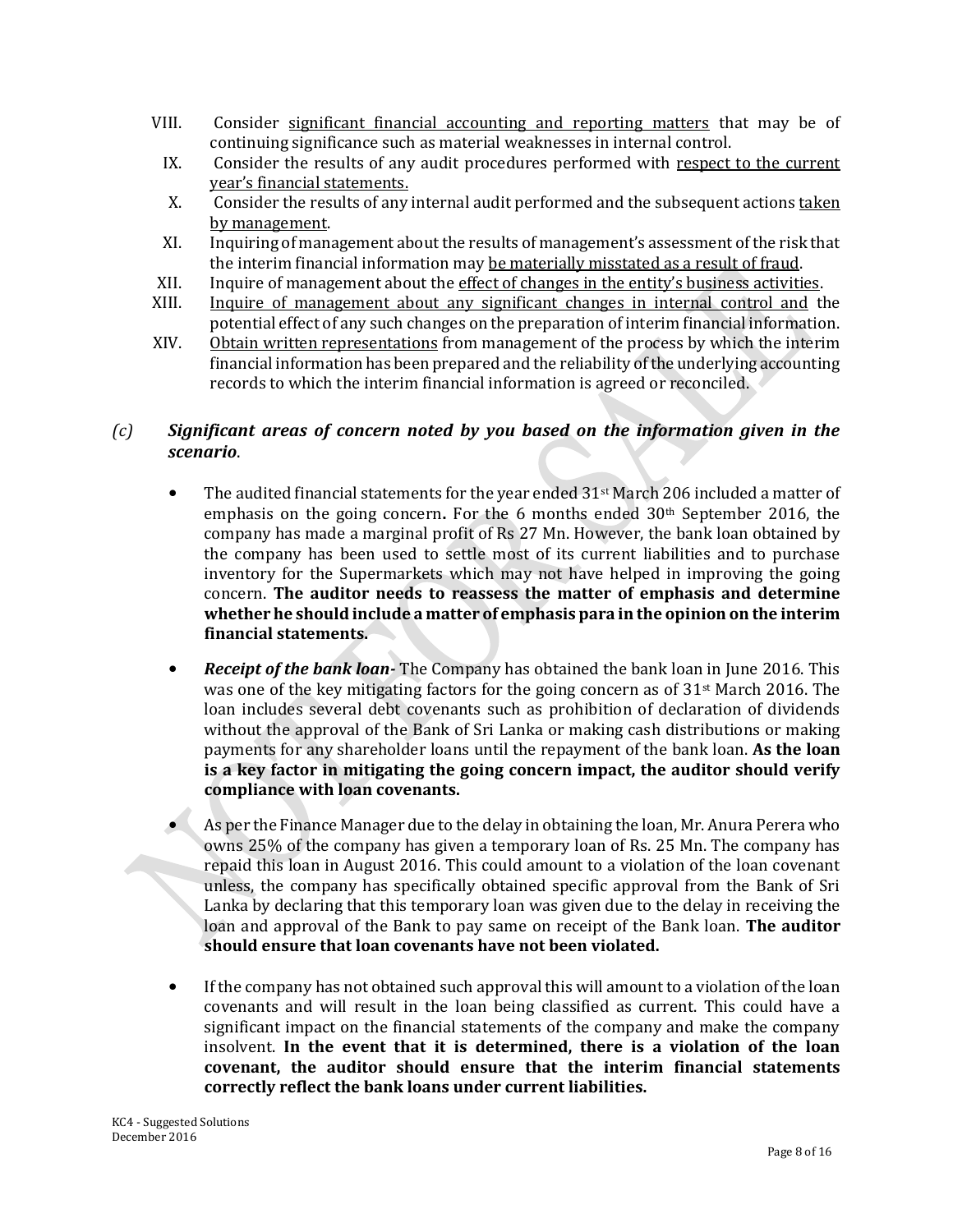VIII. Consider <u>significant financial accounting and reporting matters</u> that may be of continuing significance such as material weaknesses in internal control.

IX. Consider the results of any audit procedures performed with <u>respect to the current year's financial statements.</u>

X. Consider the results of any internal audit performed and the subsequent actions <u>taken by management</u>.

XI. Inquiring of management about the results of management's assessment of the risk that the interim financial information may <u>be materially misstated as a result of fraud</u>.

XII. Inquire of management about the <u>effect of changes in the entity's business activities</u>.

XIII. <u>Inquire of management about any significant changes in internal control and</u> the potential effect of any such changes on the preparation of interim financial information.

XIV. <u>Obtain written representations</u> from management of the process by which the interim financial information has been prepared and the reliability of the underlying accounting records to which the interim financial information is agreed or reconciled.

*(c)* ***Significant areas of concern noted by you based on the information given in the scenario.***

- The audited financial statements for the year ended 31st March 206 included a matter of emphasis on the going concern**.** For the 6 months ended 30th September 2016, the company has made a marginal profit of Rs 27 Mn. However, the bank loan obtained by the company has been used to settle most of its current liabilities and to purchase inventory for the Supermarkets which may not have helped in improving the going concern. **The auditor needs to reassess the matter of emphasis and determine whether he should include a matter of emphasis para in the opinion on the interim financial statements.**

- ***Receipt of the bank loan-*** The Company has obtained the bank loan in June 2016. This was one of the key mitigating factors for the going concern as of 31st March 2016. The loan includes several debt covenants such as prohibition of declaration of dividends without the approval of the Bank of Sri Lanka or making cash distributions or making payments for any shareholder loans until the repayment of the bank loan. **As the loan is a key factor in mitigating the going concern impact, the auditor should verify compliance with loan covenants.**

- As per the Finance Manager due to the delay in obtaining the loan, Mr. Anura Perera who owns 25% of the company has given a temporary loan of Rs. 25 Mn. The company has repaid this loan in August 2016. This could amount to a violation of the loan covenant unless, the company has specifically obtained specific approval from the Bank of Sri Lanka by declaring that this temporary loan was given due to the delay in receiving the loan and approval of the Bank to pay same on receipt of the Bank loan. **The auditor should ensure that loan covenants have not been violated.**

- If the company has not obtained such approval this will amount to a violation of the loan covenants and will result in the loan being classified as current. This could have a significant impact on the financial statements of the company and make the company insolvent. **In the event that it is determined, there is a violation of the loan covenant, the auditor should ensure that the interim financial statements correctly reflect the bank loans under current liabilities.**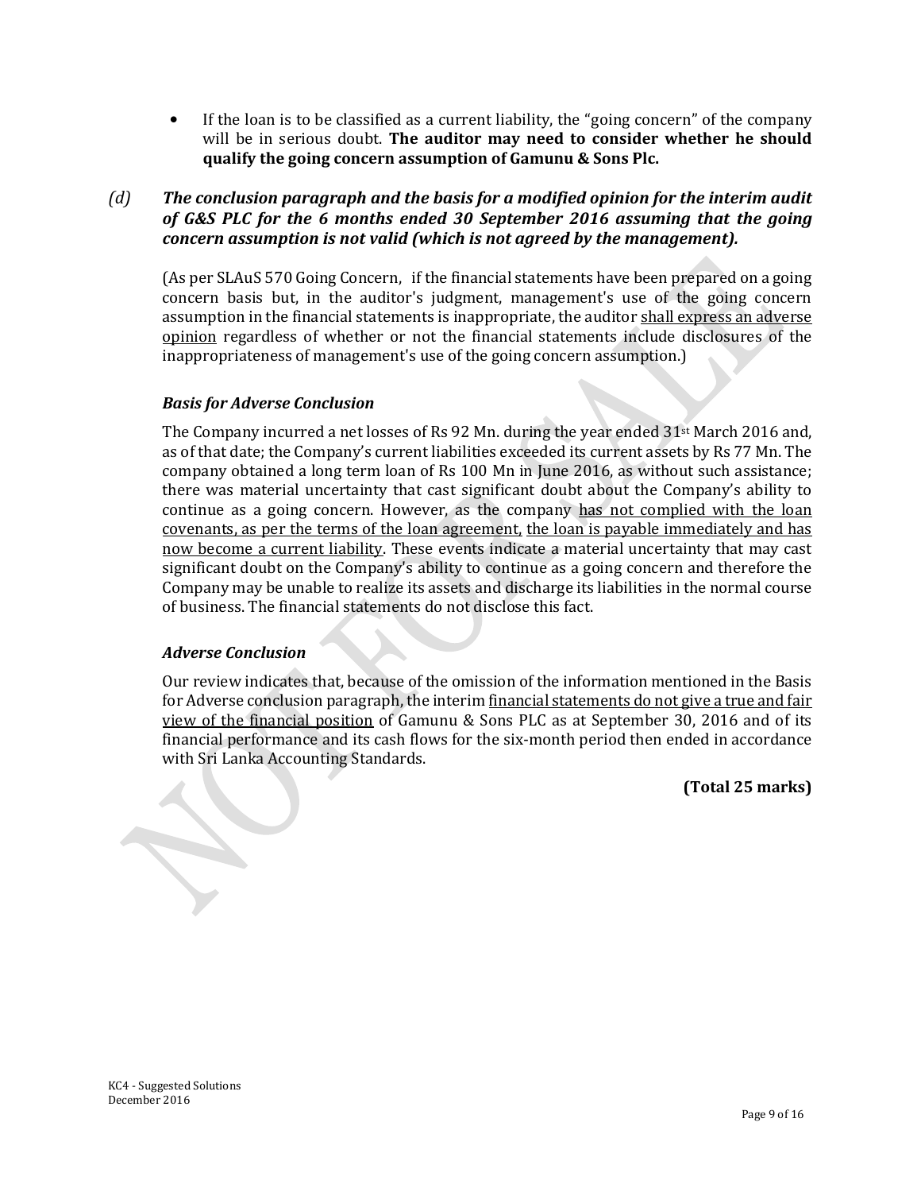- If the loan is to be classified as a current liability, the "going concern" of the company will be in serious doubt. **The auditor may need to consider whether he should qualify the going concern assumption of Gamunu & Sons Plc.**

*(d)* ***The conclusion paragraph and the basis for a modified opinion for the interim audit of G&S PLC for the 6 months ended 30 September 2016 assuming that the going concern assumption is not valid (which is not agreed by the management).***

(As per SLAuS 570 Going Concern, if the financial statements have been prepared on a going concern basis but, in the auditor's judgment, management's use of the going concern assumption in the financial statements is inappropriate, the auditor shall express an adverse opinion regardless of whether or not the financial statements include disclosures of the inappropriateness of management's use of the going concern assumption.)

***Basis for Adverse Conclusion***

The Company incurred a net losses of Rs 92 Mn. during the year ended 31st March 2016 and, as of that date; the Company's current liabilities exceeded its current assets by Rs 77 Mn. The company obtained a long term loan of Rs 100 Mn in June 2016, as without such assistance; there was material uncertainty that cast significant doubt about the Company's ability to continue as a going concern. However, as the company has not complied with the loan covenants, as per the terms of the loan agreement, the loan is payable immediately and has now become a current liability. These events indicate a material uncertainty that may cast significant doubt on the Company's ability to continue as a going concern and therefore the Company may be unable to realize its assets and discharge its liabilities in the normal course of business. The financial statements do not disclose this fact.

***Adverse Conclusion***

Our review indicates that, because of the omission of the information mentioned in the Basis for Adverse conclusion paragraph, the interim financial statements do not give a true and fair view of the financial position of Gamunu & Sons PLC as at September 30, 2016 and of its financial performance and its cash flows for the six-month period then ended in accordance with Sri Lanka Accounting Standards.

**(Total 25 marks)**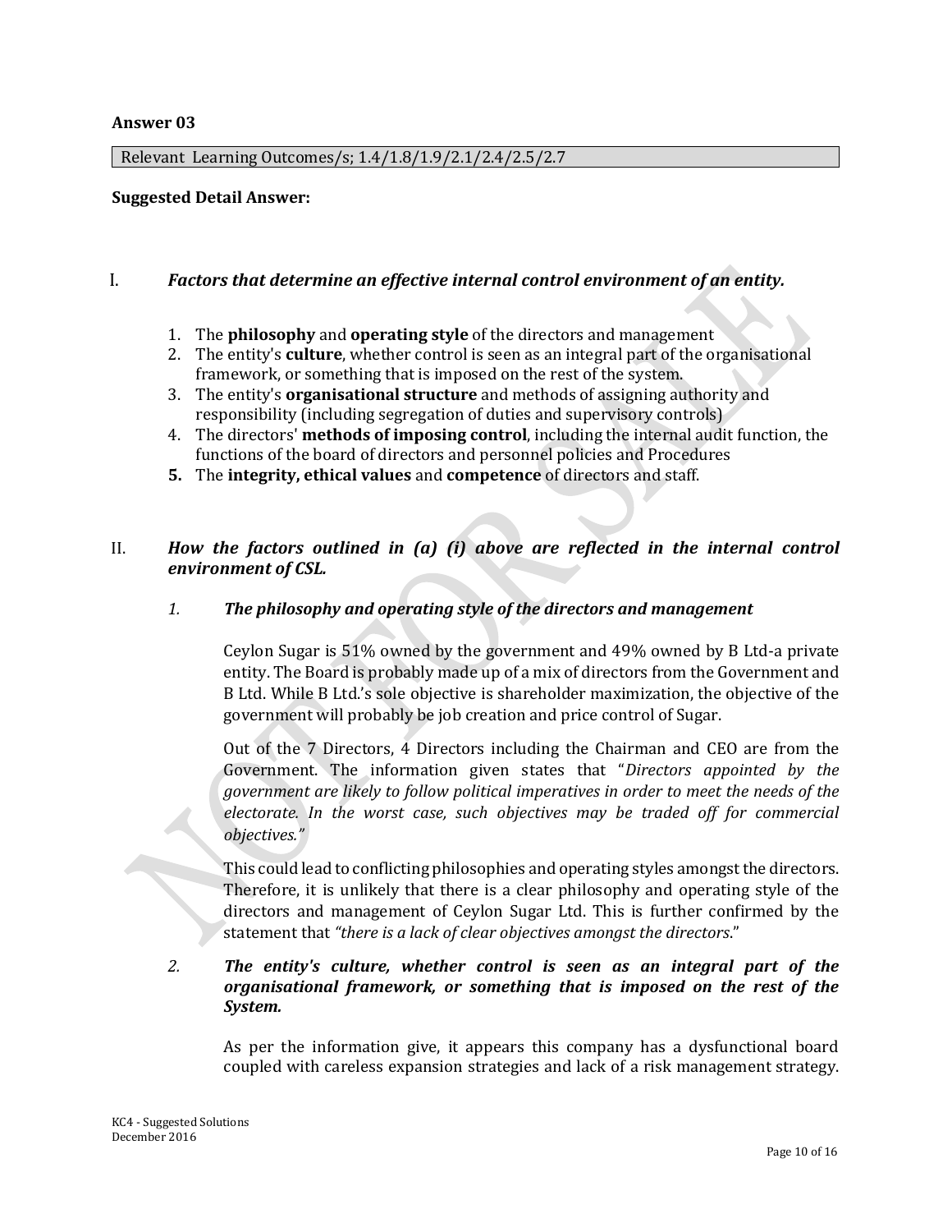**Answer 03**

Relevant Learning Outcomes/s; 1.4/1.8/1.9/2.1/2.4/2.5/2.7

**Suggested Detail Answer:**

I. ***Factors that determine an effective internal control environment of an entity.***

1. The **philosophy** and **operating style** of the directors and management
2. The entity's **culture**, whether control is seen as an integral part of the organisational framework, or something that is imposed on the rest of the system.
3. The entity's **organisational structure** and methods of assigning authority and responsibility (including segregation of duties and supervisory controls)
4. The directors' **methods of imposing control**, including the internal audit function, the functions of the board of directors and personnel policies and Procedures
5. The **integrity, ethical values** and **competence** of directors and staff.

II. ***How the factors outlined in (a) (i) above are reflected in the internal control environment of CSL.***

*1.* ***The philosophy and operating style of the directors and management***

Ceylon Sugar is 51% owned by the government and 49% owned by B Ltd-a private entity. The Board is probably made up of a mix of directors from the Government and B Ltd. While B Ltd.'s sole objective is shareholder maximization, the objective of the government will probably be job creation and price control of Sugar.

Out of the 7 Directors, 4 Directors including the Chairman and CEO are from the Government. The information given states that "*Directors appointed by the government are likely to follow political imperatives in order to meet the needs of the electorate. In the worst case, such objectives may be traded off for commercial objectives.*"

This could lead to conflicting philosophies and operating styles amongst the directors. Therefore, it is unlikely that there is a clear philosophy and operating style of the directors and management of Ceylon Sugar Ltd. This is further confirmed by the statement that *"there is a lack of clear objectives amongst the directors*."

*2.* ***The entity's culture, whether control is seen as an integral part of the organisational framework, or something that is imposed on the rest of the System.***

As per the information give, it appears this company has a dysfunctional board coupled with careless expansion strategies and lack of a risk management strategy.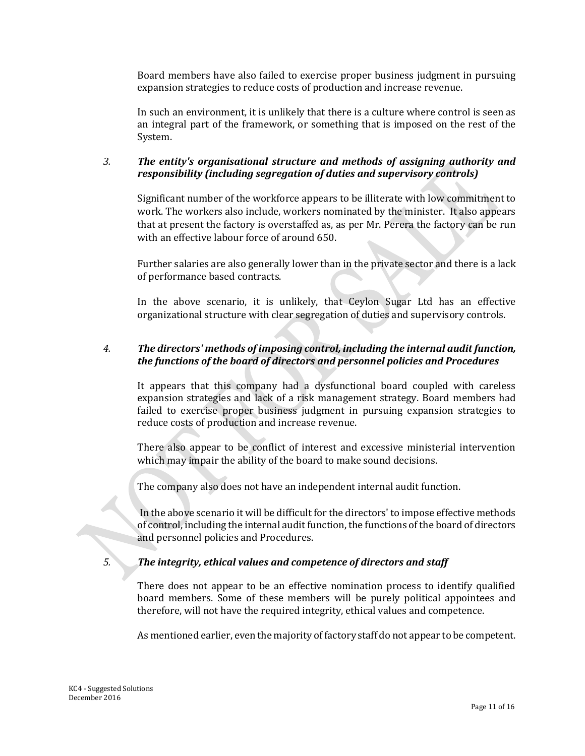Board members have also failed to exercise proper business judgment in pursuing expansion strategies to reduce costs of production and increase revenue.

In such an environment, it is unlikely that there is a culture where control is seen as an integral part of the framework, or something that is imposed on the rest of the System.

3. ***The entity's organisational structure and methods of assigning authority and responsibility (including segregation of duties and supervisory controls)***

   Significant number of the workforce appears to be illiterate with low commitment to work. The workers also include, workers nominated by the minister. It also appears that at present the factory is overstaffed as, as per Mr. Perera the factory can be run with an effective labour force of around 650.

   Further salaries are also generally lower than in the private sector and there is a lack of performance based contracts.

   In the above scenario, it is unlikely, that Ceylon Sugar Ltd has an effective organizational structure with clear segregation of duties and supervisory controls.

4. ***The directors' methods of imposing control, including the internal audit function, the functions of the board of directors and personnel policies and Procedures***

   It appears that this company had a dysfunctional board coupled with careless expansion strategies and lack of a risk management strategy. Board members had failed to exercise proper business judgment in pursuing expansion strategies to reduce costs of production and increase revenue.

   There also appear to be conflict of interest and excessive ministerial intervention which may impair the ability of the board to make sound decisions.

   The company also does not have an independent internal audit function.

   In the above scenario it will be difficult for the directors' to impose effective methods of control, including the internal audit function, the functions of the board of directors and personnel policies and Procedures.

5. ***The integrity, ethical values and competence of directors and staff***

   There does not appear to be an effective nomination process to identify qualified board members. Some of these members will be purely political appointees and therefore, will not have the required integrity, ethical values and competence.

   As mentioned earlier, even the majority of factory staff do not appear to be competent.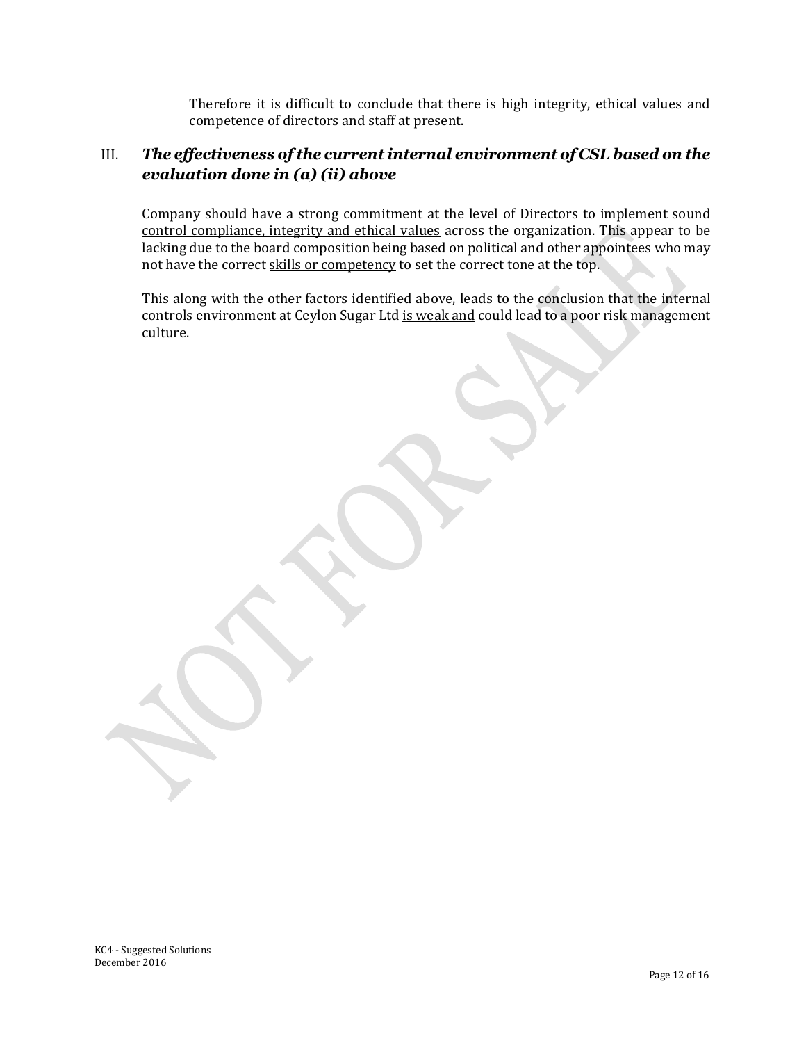Therefore it is difficult to conclude that there is high integrity, ethical values and competence of directors and staff at present.

### III. ***The effectiveness of the current internal environment of CSL based on the evaluation done in (a) (ii) above***

Company should have <u>a strong commitment</u> at the level of Directors to implement sound <u>control compliance, integrity and ethical values</u> across the organization. This appear to be lacking due to the <u>board composition</u> being based on <u>political and other appointees</u> who may not have the correct <u>skills or competency</u> to set the correct tone at the top.

This along with the other factors identified above, leads to the conclusion that the internal controls environment at Ceylon Sugar Ltd <u>is weak and</u> could lead to a poor risk management culture.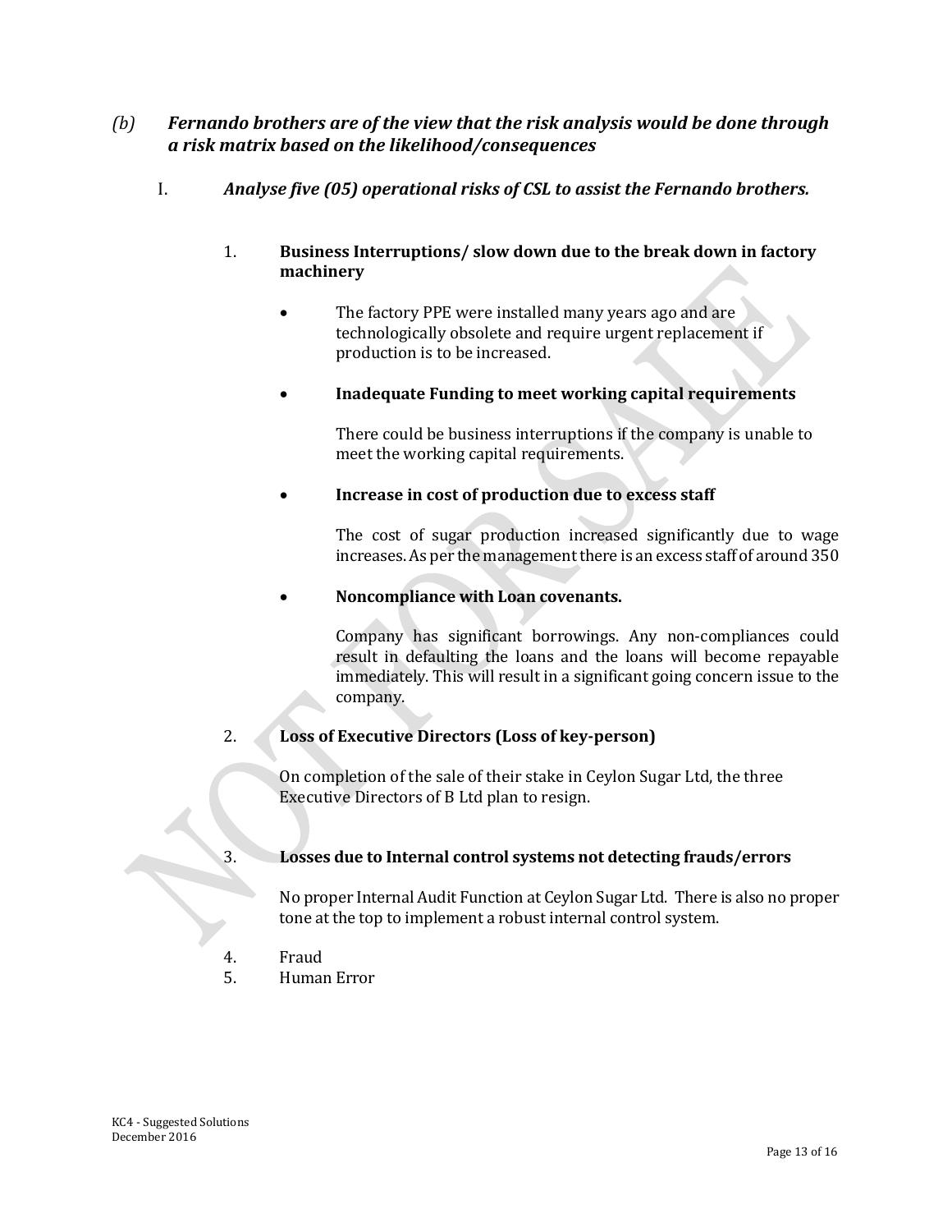*(b)* ***Fernando brothers are of the view that the risk analysis would be done through a risk matrix based on the likelihood/consequences***

I. ***Analyse five (05) operational risks of CSL to assist the Fernando brothers.***

1. **Business Interruptions/ slow down due to the break down in factory machinery**

   - The factory PPE were installed many years ago and are technologically obsolete and require urgent replacement if production is to be increased.

   - **Inadequate Funding to meet working capital requirements**

     There could be business interruptions if the company is unable to meet the working capital requirements.

   - **Increase in cost of production due to excess staff**

     The cost of sugar production increased significantly due to wage increases. As per the management there is an excess staff of around 350

   - **Noncompliance with Loan covenants.**

     Company has significant borrowings. Any non-compliances could result in defaulting the loans and the loans will become repayable immediately. This will result in a significant going concern issue to the company.

2. **Loss of Executive Directors (Loss of key-person)**

   On completion of the sale of their stake in Ceylon Sugar Ltd, the three Executive Directors of B Ltd plan to resign.

3. **Losses due to Internal control systems not detecting frauds/errors**

   No proper Internal Audit Function at Ceylon Sugar Ltd. There is also no proper tone at the top to implement a robust internal control system.

4. Fraud
5. Human Error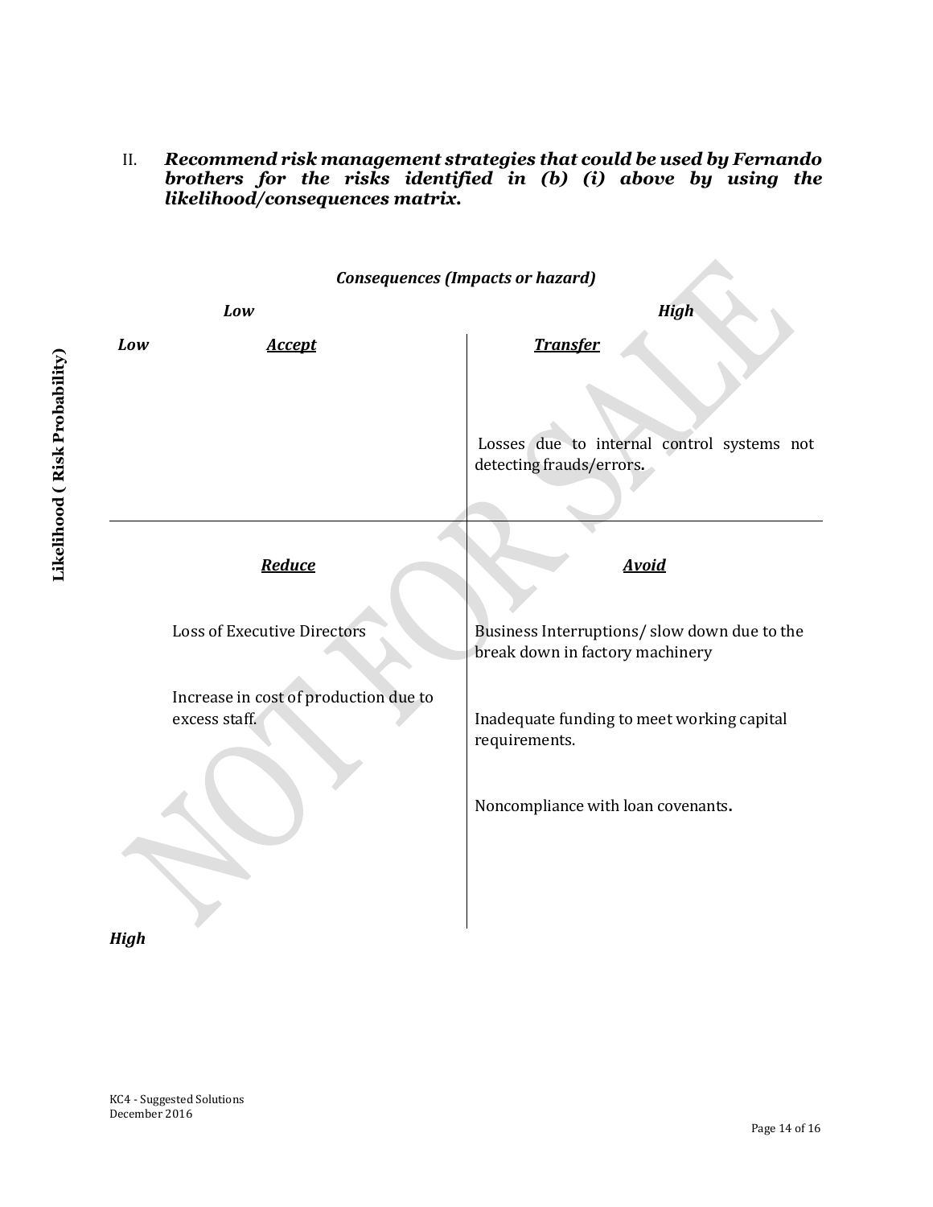II. ***Recommend risk management strategies that could be used by Fernando brothers for the risks identified in (b) (i) above by using the likelihood/consequences matrix.***

***Consequences (Impacts or hazard)***

| **Likelihood ( Risk Probability)** | ***Low*** | ***High*** |
|---|---|---|
| ***Low*** | ***Accept*** | ***Transfer***<br><br>Losses due to internal control systems not detecting frauds/errors. |
| ***High*** | ***Reduce***<br><br>Loss of Executive Directors<br><br>Increase in cost of production due to excess staff. | ***Avoid***<br><br>Business Interruptions/ slow down due to the break down in factory machinery<br><br>Inadequate funding to meet working capital requirements.<br><br>Noncompliance with loan covenants. |

KC4 - Suggested Solutions
December 2016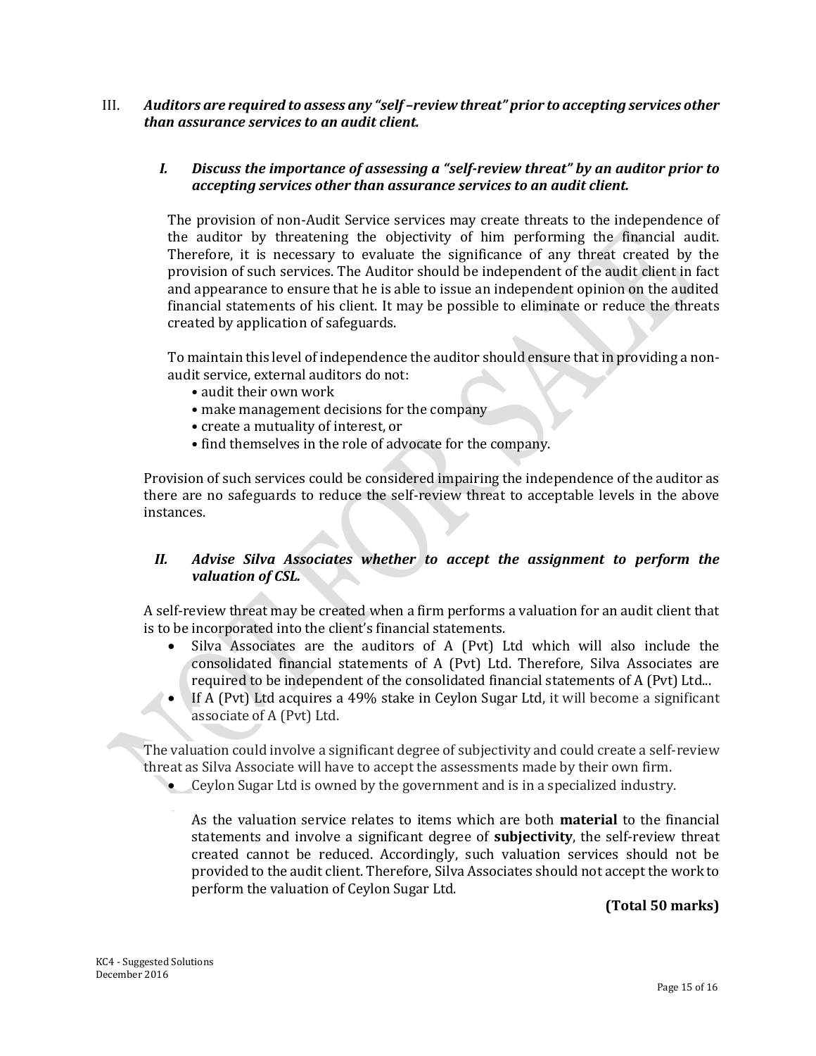III. ***Auditors are required to assess any "self –review threat" prior to accepting services other than assurance services to an audit client.***

*I.* ***Discuss the importance of assessing a "self-review threat" by an auditor prior to accepting services other than assurance services to an audit client.***

The provision of non-Audit Service services may create threats to the independence of the auditor by threatening the objectivity of him performing the financial audit. Therefore, it is necessary to evaluate the significance of any threat created by the provision of such services. The Auditor should be independent of the audit client in fact and appearance to ensure that he is able to issue an independent opinion on the audited financial statements of his client. It may be possible to eliminate or reduce the threats created by application of safeguards.

To maintain this level of independence the auditor should ensure that in providing a non-audit service, external auditors do not:

- audit their own work
- make management decisions for the company
- create a mutuality of interest, or
- find themselves in the role of advocate for the company.

Provision of such services could be considered impairing the independence of the auditor as there are no safeguards to reduce the self-review threat to acceptable levels in the above instances.

*II.* ***Advise Silva Associates whether to accept the assignment to perform the valuation of CSL.***

A self-review threat may be created when a firm performs a valuation for an audit client that is to be incorporated into the client's financial statements.

- Silva Associates are the auditors of A (Pvt) Ltd which will also include the consolidated financial statements of A (Pvt) Ltd. Therefore, Silva Associates are required to be independent of the consolidated financial statements of A (Pvt) Ltd...
- If A (Pvt) Ltd acquires a 49% stake in Ceylon Sugar Ltd, it will become a significant associate of A (Pvt) Ltd.

The valuation could involve a significant degree of subjectivity and could create a self-review threat as Silva Associate will have to accept the assessments made by their own firm.

- Ceylon Sugar Ltd is owned by the government and is in a specialized industry.

As the valuation service relates to items which are both **material** to the financial statements and involve a significant degree of **subjectivity**, the self-review threat created cannot be reduced. Accordingly, such valuation services should not be provided to the audit client. Therefore, Silva Associates should not accept the work to perform the valuation of Ceylon Sugar Ltd.

**(Total 50 marks)**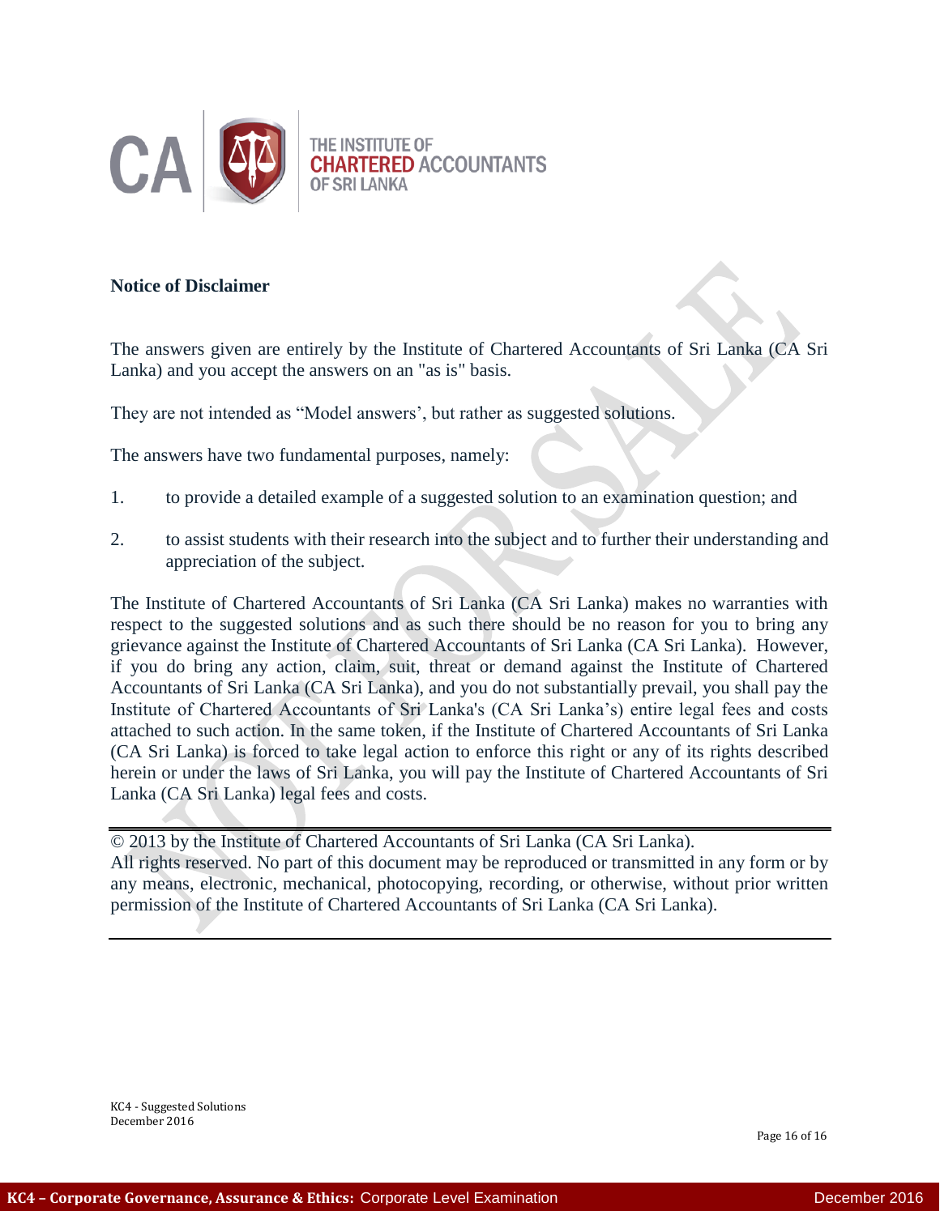**Notice of Disclaimer**

The answers given are entirely by the Institute of Chartered Accountants of Sri Lanka (CA Sri Lanka) and you accept the answers on an "as is" basis.

They are not intended as "Model answers', but rather as suggested solutions.

The answers have two fundamental purposes, namely:

1. to provide a detailed example of a suggested solution to an examination question; and

2. to assist students with their research into the subject and to further their understanding and appreciation of the subject.

The Institute of Chartered Accountants of Sri Lanka (CA Sri Lanka) makes no warranties with respect to the suggested solutions and as such there should be no reason for you to bring any grievance against the Institute of Chartered Accountants of Sri Lanka (CA Sri Lanka). However, if you do bring any action, claim, suit, threat or demand against the Institute of Chartered Accountants of Sri Lanka (CA Sri Lanka), and you do not substantially prevail, you shall pay the Institute of Chartered Accountants of Sri Lanka's (CA Sri Lanka's) entire legal fees and costs attached to such action. In the same token, if the Institute of Chartered Accountants of Sri Lanka (CA Sri Lanka) is forced to take legal action to enforce this right or any of its rights described herein or under the laws of Sri Lanka, you will pay the Institute of Chartered Accountants of Sri Lanka (CA Sri Lanka) legal fees and costs.

---

© 2013 by the Institute of Chartered Accountants of Sri Lanka (CA Sri Lanka).
All rights reserved. No part of this document may be reproduced or transmitted in any form or by any means, electronic, mechanical, photocopying, recording, or otherwise, without prior written permission of the Institute of Chartered Accountants of Sri Lanka (CA Sri Lanka).

---